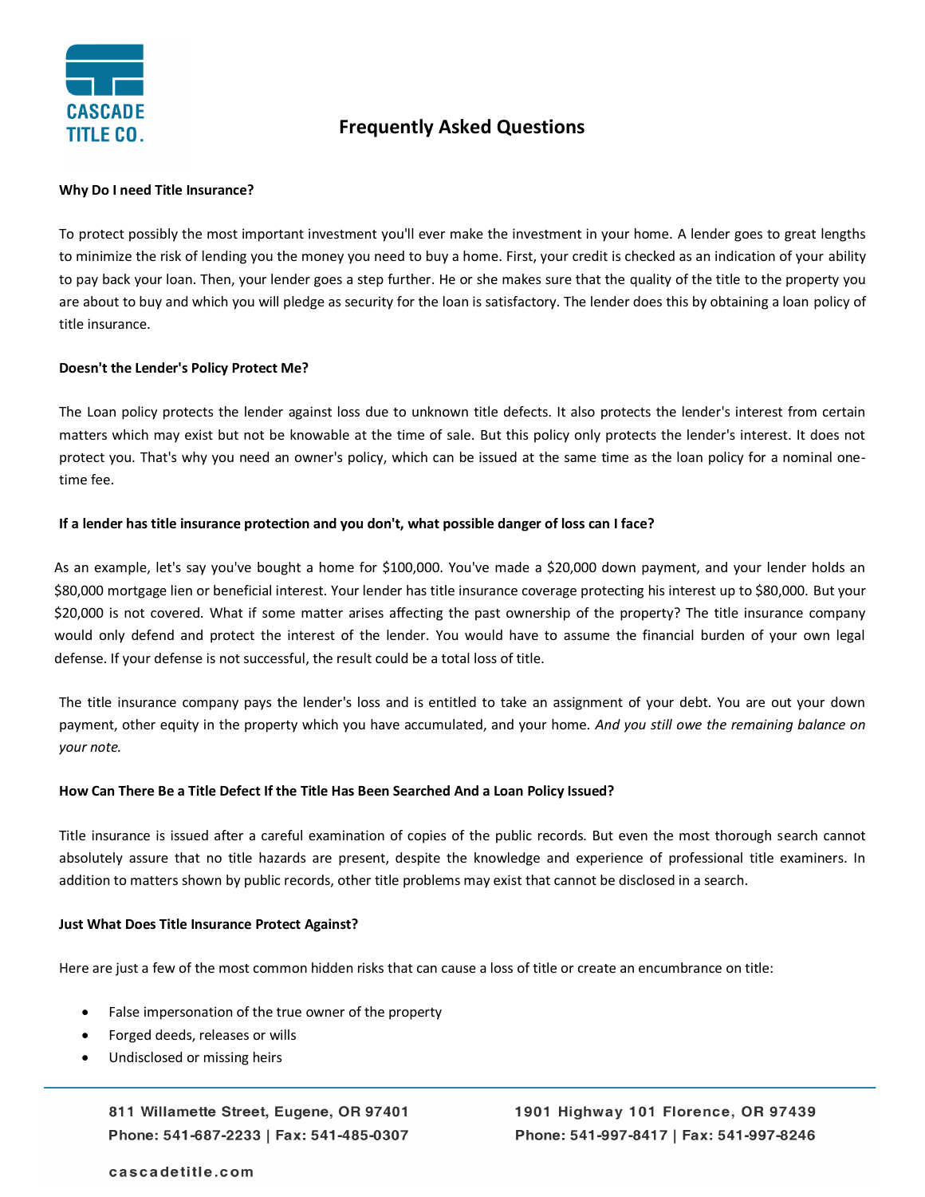CASCADE TITLE CO.

# Frequently Asked Questions

**Why Do I need Title Insurance?**

To protect possibly the most important investment you'll ever make the investment in your home. A lender goes to great lengths to minimize the risk of lending you the money you need to buy a home. First, your credit is checked as an indication of your ability to pay back your loan. Then, your lender goes a step further. He or she makes sure that the quality of the title to the property you are about to buy and which you will pledge as security for the loan is satisfactory. The lender does this by obtaining a loan policy of title insurance.

**Doesn't the Lender's Policy Protect Me?**

The Loan policy protects the lender against loss due to unknown title defects. It also protects the lender's interest from certain matters which may exist but not be knowable at the time of sale. But this policy only protects the lender's interest. It does not protect you. That's why you need an owner's policy, which can be issued at the same time as the loan policy for a nominal one-time fee.

**If a lender has title insurance protection and you don't, what possible danger of loss can I face?**

As an example, let's say you've bought a home for $100,000. You've made a $20,000 down payment, and your lender holds an $80,000 mortgage lien or beneficial interest. Your lender has title insurance coverage protecting his interest up to $80,000. But your $20,000 is not covered. What if some matter arises affecting the past ownership of the property? The title insurance company would only defend and protect the interest of the lender. You would have to assume the financial burden of your own legal defense. If your defense is not successful, the result could be a total loss of title.

The title insurance company pays the lender's loss and is entitled to take an assignment of your debt. You are out your down payment, other equity in the property which you have accumulated, and your home. *And you still owe the remaining balance on your note.*

**How Can There Be a Title Defect If the Title Has Been Searched And a Loan Policy Issued?**

Title insurance is issued after a careful examination of copies of the public records. But even the most thorough search cannot absolutely assure that no title hazards are present, despite the knowledge and experience of professional title examiners. In addition to matters shown by public records, other title problems may exist that cannot be disclosed in a search.

**Just What Does Title Insurance Protect Against?**

Here are just a few of the most common hidden risks that can cause a loss of title or create an encumbrance on title:

- False impersonation of the true owner of the property
- Forged deeds, releases or wills
- Undisclosed or missing heirs

811 Willamette Street, Eugene, OR 97401
Phone: 541-687-2233 | Fax: 541-485-0307

1901 Highway 101 Florence, OR 97439
Phone: 541-997-8417 | Fax: 541-997-8246

cascadetitle.com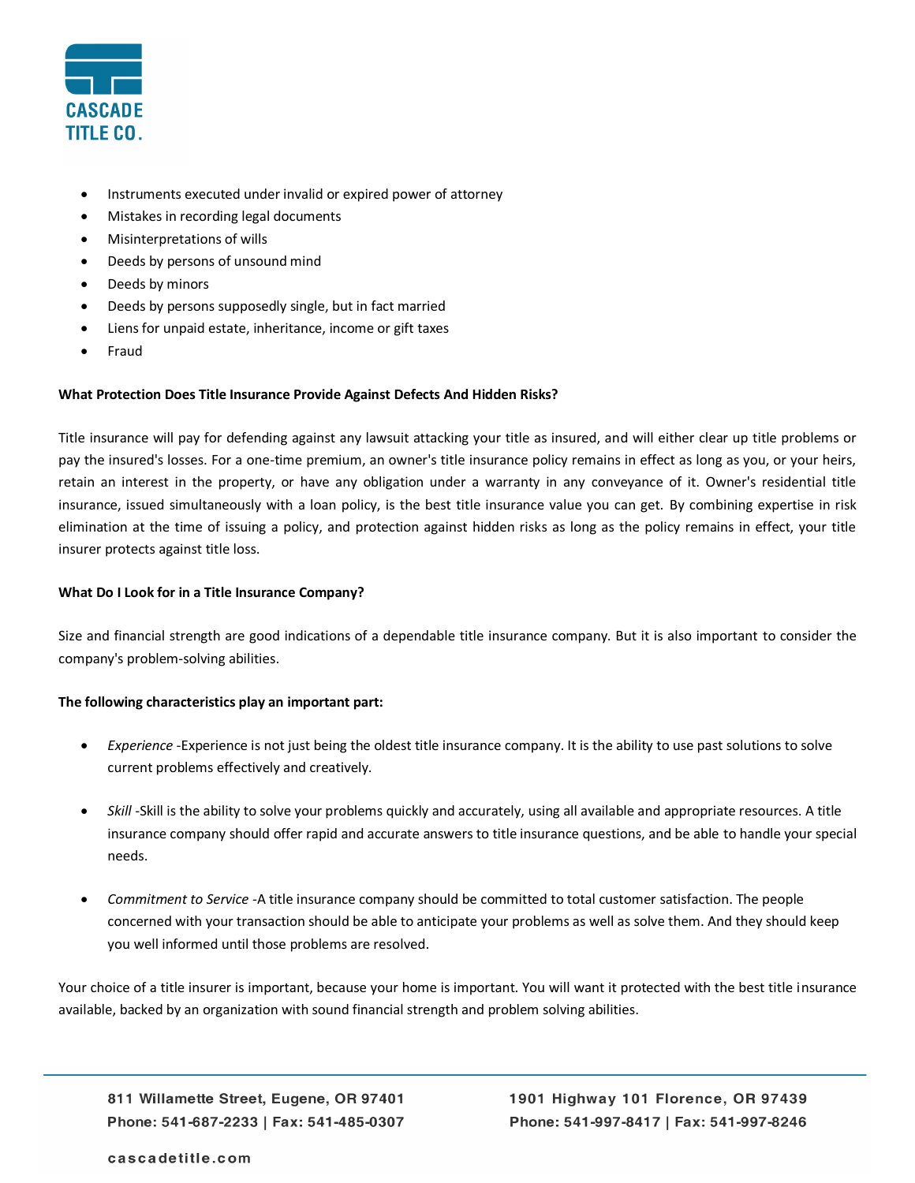- Instruments executed under invalid or expired power of attorney
- Mistakes in recording legal documents
- Misinterpretations of wills
- Deeds by persons of unsound mind
- Deeds by minors
- Deeds by persons supposedly single, but in fact married
- Liens for unpaid estate, inheritance, income or gift taxes
- Fraud

**What Protection Does Title Insurance Provide Against Defects And Hidden Risks?**

Title insurance will pay for defending against any lawsuit attacking your title as insured, and will either clear up title problems or pay the insured's losses. For a one-time premium, an owner's title insurance policy remains in effect as long as you, or your heirs, retain an interest in the property, or have any obligation under a warranty in any conveyance of it. Owner's residential title insurance, issued simultaneously with a loan policy, is the best title insurance value you can get. By combining expertise in risk elimination at the time of issuing a policy, and protection against hidden risks as long as the policy remains in effect, your title insurer protects against title loss.

**What Do I Look for in a Title Insurance Company?**

Size and financial strength are good indications of a dependable title insurance company. But it is also important to consider the company's problem-solving abilities.

**The following characteristics play an important part:**

- *Experience* -Experience is not just being the oldest title insurance company. It is the ability to use past solutions to solve current problems effectively and creatively.

- *Skill* -Skill is the ability to solve your problems quickly and accurately, using all available and appropriate resources. A title insurance company should offer rapid and accurate answers to title insurance questions, and be able to handle your special needs.

- *Commitment to Service* -A title insurance company should be committed to total customer satisfaction. The people concerned with your transaction should be able to anticipate your problems as well as solve them. And they should keep you well informed until those problems are resolved.

Your choice of a title insurer is important, because your home is important. You will want it protected with the best title insurance available, backed by an organization with sound financial strength and problem solving abilities.